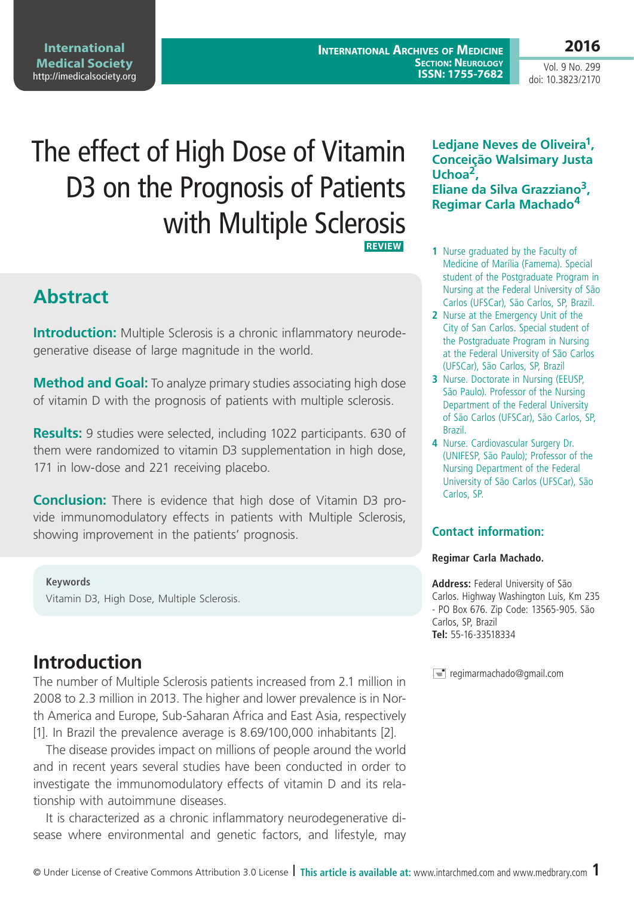# The effect of High Dose of Vitamin D3 on the Prognosis of Patients with Multiple Sclerosis

REVIEW

**Ledjane Neves de Oliveira[1], Conceição Walsimary Justa Uchoa[2], Eliane da Silva Grazziano[3], Regimar Carla Machado[4]**

1. Nurse graduated by the Faculty of Medicine of Marília (Famema). Special student of the Postgraduate Program in Nursing at the Federal University of São Carlos (UFSCar), São Carlos, SP, Brazil.
2. Nurse at the Emergency Unit of the City of San Carlos. Special student of the Postgraduate Program in Nursing at the Federal University of São Carlos (UFSCar), São Carlos, SP, Brazil
3. Nurse. Doctorate in Nursing (EEUSP, São Paulo). Professor of the Nursing Department of the Federal University of São Carlos (UFSCar), São Carlos, SP, Brazil.
4. Nurse. Cardiovascular Surgery Dr. (UNIFESP, São Paulo); Professor of the Nursing Department of the Federal University of São Carlos (UFSCar), São Carlos, SP.

### Contact information:

**Regimar Carla Machado.**

**Address:** Federal University of São Carlos. Highway Washington Luís, Km 235 - PO Box 676. Zip Code: 13565-905. São Carlos, SP, Brazil
**Tel:** 55-16-33518334

regimarmachado@gmail.com

## Abstract

**Introduction:** Multiple Sclerosis is a chronic inflammatory neurodegenerative disease of large magnitude in the world.

**Method and Goal:** To analyze primary studies associating high dose of vitamin D with the prognosis of patients with multiple sclerosis.

**Results:** 9 studies were selected, including 1022 participants. 630 of them were randomized to vitamin D3 supplementation in high dose, 171 in low-dose and 221 receiving placebo.

**Conclusion:** There is evidence that high dose of Vitamin D3 provide immunomodulatory effects in patients with Multiple Sclerosis, showing improvement in the patients' prognosis.

**Keywords**
Vitamin D3, High Dose, Multiple Sclerosis.

## Introduction

The number of Multiple Sclerosis patients increased from 2.1 million in 2008 to 2.3 million in 2013. The higher and lower prevalence is in North America and Europe, Sub-Saharan Africa and East Asia, respectively [1]. In Brazil the prevalence average is 8.69/100,000 inhabitants [2].

The disease provides impact on millions of people around the world and in recent years several studies have been conducted in order to investigate the immunomodulatory effects of vitamin D and its relationship with autoimmune diseases.

It is characterized as a chronic inflammatory neurodegenerative disease where environmental and genetic factors, and lifestyle, may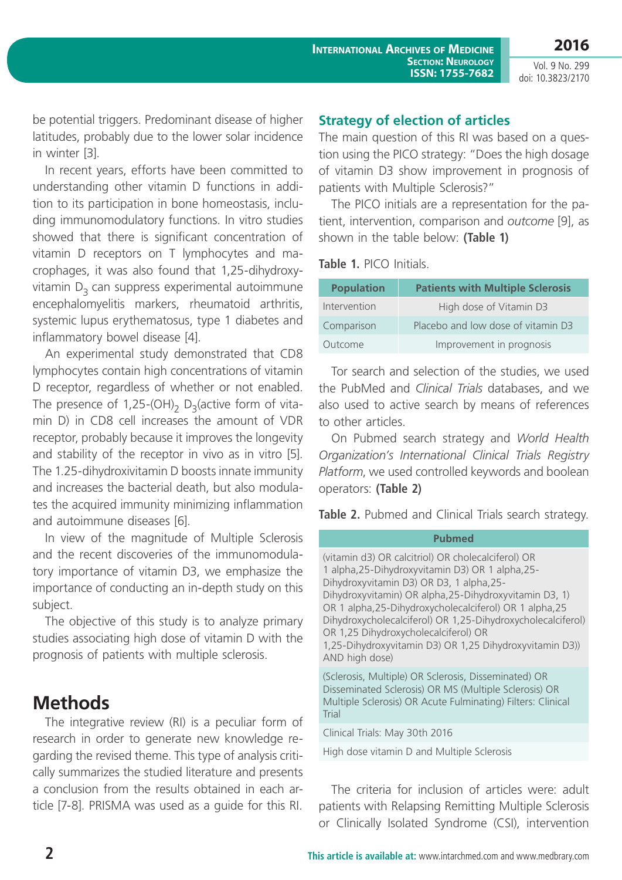be potential triggers. Predominant disease of higher latitudes, probably due to the lower solar incidence in winter [3].

In recent years, efforts have been committed to understanding other vitamin D functions in addition to its participation in bone homeostasis, including immunomodulatory functions. In vitro studies showed that there is significant concentration of vitamin D receptors on T lymphocytes and macrophages, it was also found that 1,25-dihydroxyvitamin $D_3$ can suppress experimental autoimmune encephalomyelitis markers, rheumatoid arthritis, systemic lupus erythematosus, type 1 diabetes and inflammatory bowel disease [4].

An experimental study demonstrated that CD8 lymphocytes contain high concentrations of vitamin D receptor, regardless of whether or not enabled. The presence of 1,25-$(OH)_2$ $D_3$(active form of vitamin D) in CD8 cell increases the amount of VDR receptor, probably because it improves the longevity and stability of the receptor in vivo as in vitro [5]. The 1.25-dihydroxivitamin D boosts innate immunity and increases the bacterial death, but also modulates the acquired immunity minimizing inflammation and autoimmune diseases [6].

In view of the magnitude of Multiple Sclerosis and the recent discoveries of the immunomodulatory importance of vitamin D3, we emphasize the importance of conducting an in-depth study on this subject.

The objective of this study is to analyze primary studies associating high dose of vitamin D with the prognosis of patients with multiple sclerosis.

# Methods

The integrative review (RI) is a peculiar form of research in order to generate new knowledge regarding the revised theme. This type of analysis critically summarizes the studied literature and presents a conclusion from the results obtained in each article [7-8]. PRISMA was used as a guide for this RI.

## Strategy of election of articles

The main question of this RI was based on a question using the PICO strategy: "Does the high dosage of vitamin D3 show improvement in prognosis of patients with Multiple Sclerosis?"

The PICO initials are a representation for the patient, intervention, comparison and *outcome* [9], as shown in the table below: **(Table 1)**

**Table 1.** PICO Initials.

| Population | Patients with Multiple Sclerosis |
|---|---|
| Intervention | High dose of Vitamin D3 |
| Comparison | Placebo and low dose of vitamin D3 |
| Outcome | Improvement in prognosis |

Tor search and selection of the studies, we used the PubMed and *Clinical Trials* databases, and we also used to active search by means of references to other articles.

On Pubmed search strategy and *World Health Organization's International Clinical Trials Registry Platform*, we used controlled keywords and boolean operators: **(Table 2)**

**Table 2.** Pubmed and Clinical Trials search strategy.

| Pubmed |
|---|
| (vitamin d3) OR calcitriol) OR cholecalciferol) OR 1 alpha,25-Dihydroxyvitamin D3) OR 1 alpha,25-Dihydroxyvitamin D3) OR D3, 1 alpha,25-Dihydroxyvitamin) OR alpha,25-Dihydroxyvitamin D3, 1) OR 1 alpha,25-Dihydroxycholecalciferol) OR 1 alpha,25 Dihydroxycholecalciferol) OR 1,25-Dihydroxycholecalciferol) OR 1,25 Dihydroxycholecalciferol) OR 1,25-Dihydroxyvitamin D3) OR 1,25 Dihydroxyvitamin D3)) AND high dose) |
| (Sclerosis, Multiple) OR Sclerosis, Disseminated) OR Disseminated Sclerosis) OR MS (Multiple Sclerosis) OR Multiple Sclerosis) OR Acute Fulminating) Filters: Clinical Trial |
| Clinical Trials: May 30th 2016 |
| High dose vitamin D and Multiple Sclerosis |

The criteria for inclusion of articles were: adult patients with Relapsing Remitting Multiple Sclerosis or Clinically Isolated Syndrome (CSI), intervention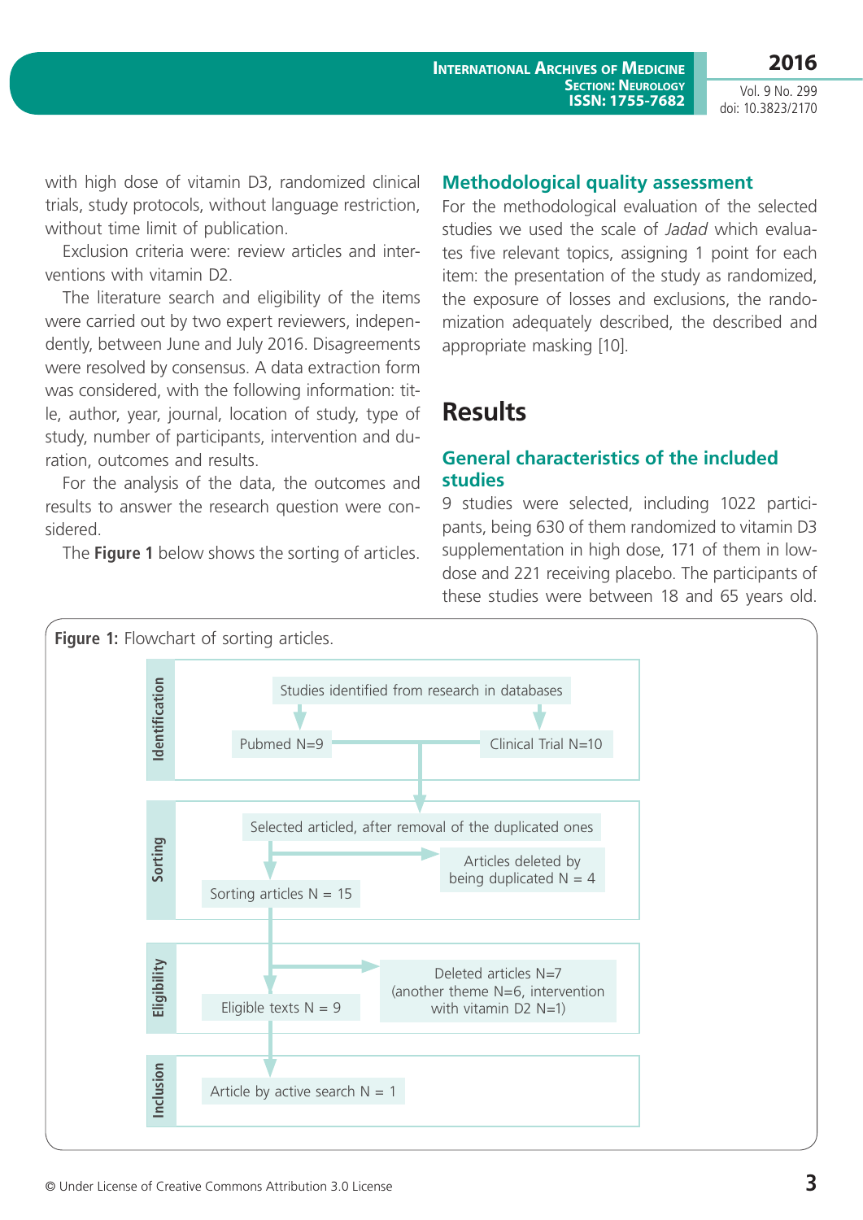with high dose of vitamin D3, randomized clinical trials, study protocols, without language restriction, without time limit of publication.

Exclusion criteria were: review articles and interventions with vitamin D2.

The literature search and eligibility of the items were carried out by two expert reviewers, independently, between June and July 2016. Disagreements were resolved by consensus. A data extraction form was considered, with the following information: title, author, year, journal, location of study, type of study, number of participants, intervention and duration, outcomes and results.

For the analysis of the data, the outcomes and results to answer the research question were considered.

The **Figure 1** below shows the sorting of articles.

### Methodological quality assessment

For the methodological evaluation of the selected studies we used the scale of *Jadad* which evaluates five relevant topics, assigning 1 point for each item: the presentation of the study as randomized, the exposure of losses and exclusions, the randomization adequately described, the described and appropriate masking [10].

## Results

### General characteristics of the included studies

9 studies were selected, including 1022 participants, being 630 of them randomized to vitamin D3 supplementation in high dose, 171 of them in low-dose and 221 receiving placebo. The participants of these studies were between 18 and 65 years old.

**Figure 1:** Flowchart of sorting articles.

**Identification**
- Studies identified from research in databases
  - Pubmed N=9
  - Clinical Trial N=10

**Sorting**
- Selected articled, after removal of the duplicated ones
  - Articles deleted by being duplicated N = 4
  - Sorting articles N = 15

**Eligibility**
- Deleted articles N=7 (another theme N=6, intervention with vitamin D2 N=1)
- Eligible texts N = 9

**Inclusion**
- Article by active search N = 1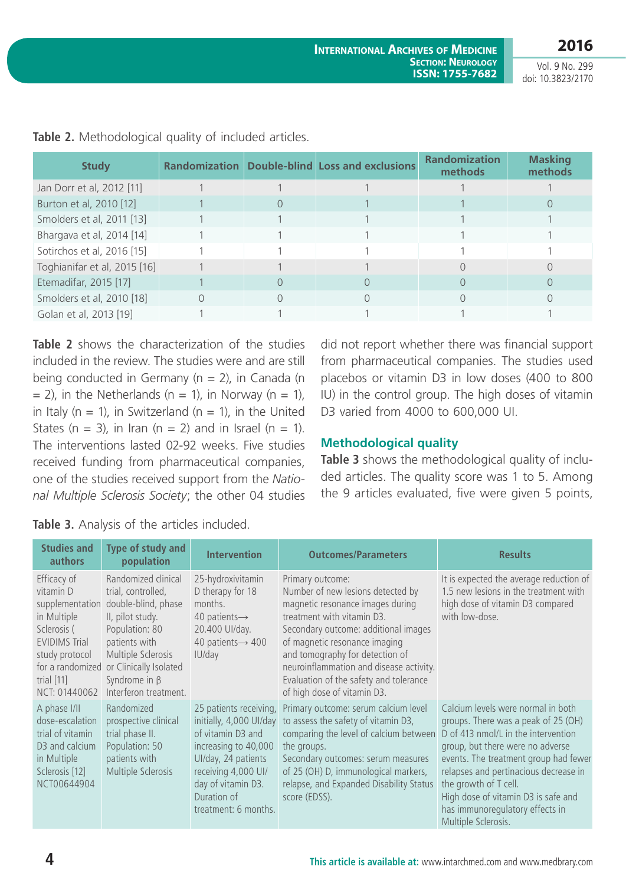**Table 2.** Methodological quality of included articles.

| Study | Randomization | Double-blind | Loss and exclusions | Randomization methods | Masking methods |
|---|---|---|---|---|---|
| Jan Dorr et al, 2012 [11] | 1 | 1 | 1 | 1 | 1 |
| Burton et al, 2010 [12] | 1 | 0 | 1 | 1 | 0 |
| Smolders et al, 2011 [13] | 1 | 1 | 1 | 1 | 1 |
| Bhargava et al, 2014 [14] | 1 | 1 | 1 | 1 | 1 |
| Sotirchos et al, 2016 [15] | 1 | 1 | 1 | 1 | 1 |
| Toghianifar et al, 2015 [16] | 1 | 1 | 1 | 0 | 0 |
| Etemadifar, 2015 [17] | 1 | 0 | 0 | 0 | 0 |
| Smolders et al, 2010 [18] | 0 | 0 | 0 | 0 | 0 |
| Golan et al, 2013 [19] | 1 | 1 | 1 | 1 | 1 |

**Table 2** shows the characterization of the studies included in the review. The studies were and are still being conducted in Germany (n = 2), in Canada (n = 2), in the Netherlands (n = 1), in Norway (n = 1), in Italy (n = 1), in Switzerland (n = 1), in the United States (n = 3), in Iran (n = 2) and in Israel (n = 1). The interventions lasted 02-92 weeks. Five studies received funding from pharmaceutical companies, one of the studies received support from the *National Multiple Sclerosis Society*; the other 04 studies did not report whether there was financial support from pharmaceutical companies. The studies used placebos or vitamin D3 in low doses (400 to 800 IU) in the control group. The high doses of vitamin D3 varied from 4000 to 600,000 UI.

### Methodological quality

**Table 3** shows the methodological quality of included articles. The quality score was 1 to 5. Among the 9 articles evaluated, five were given 5 points,

**Table 3.** Analysis of the articles included.

| Studies and authors | Type of study and population | Intervention | Outcomes/Parameters | Results |
|---|---|---|---|---|
| Efficacy of vitamin D supplementation in Multiple Sclerosis ( EVIDIMS Trial study protocol for a randomized trial [11] NCT: 01440062 | Randomized clinical trial, controlled, double-blind, phase II, pilot study. Population: 80 patients with Multiple Sclerosis or Clinically Isolated Syndrome in β Interferon treatment. | 25-hydroxivitamin D therapy for 18 months. 40 patients→ 20.400 UI/day. 40 patients→ 400 IU/day | Primary outcome: Number of new lesions detected by magnetic resonance images during treatment with vitamin D3. Secondary outcome: additional images of magnetic resonance imaging and tomography for detection of neuroinflammation and disease activity. Evaluation of the safety and tolerance of high dose of vitamin D3. | It is expected the average reduction of 1.5 new lesions in the treatment with high dose of vitamin D3 compared with low-dose. |
| A phase I/II dose-escalation trial of vitamin D3 and calcium in Multiple Sclerosis [12] NCT00644904 | Randomized prospective clinical trial phase II. Population: 50 patients with Multiple Sclerosis | 25 patients receiving, initially, 4,000 UI/day of vitamin D3 and increasing to 40,000 UI/day, 24 patients receiving 4,000 UI/day of vitamin D3. Duration of treatment: 6 months. | Primary outcome: serum calcium level to assess the safety of vitamin D3, comparing the level of calcium between the groups. Secondary outcomes: serum measures of 25 (OH) D, immunological markers, relapse, and Expanded Disability Status score (EDSS). | Calcium levels were normal in both groups. There was a peak of 25 (OH) D of 413 nmol/L in the intervention group, but there were no adverse events. The treatment group had fewer relapses and pertinacious decrease in the growth of T cell. High dose of vitamin D3 is safe and has immunoregulatory effects in Multiple Sclerosis. |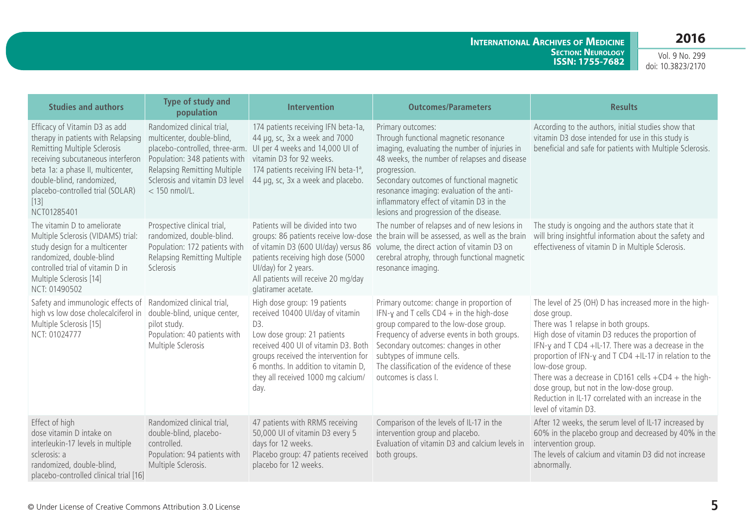| Studies and authors | Type of study and population | Intervention | Outcomes/Parameters | Results |
|---|---|---|---|---|
| Efficacy of Vitamin D3 as add therapy in patients with Relapsing Remitting Multiple Sclerosis receiving subcutaneous interferon beta 1a: a phase II, multicenter, double-blind, randomized, placebo-controlled trial (SOLAR) [13] NCT01285401 | Randomized clinical trial, multicenter, double-blind, placebo-controlled, three-arm. Population: 348 patients with Relapsing Remitting Multiple Sclerosis and vitamin D3 level < 150 nmol/L. | 174 patients receiving IFN beta-1a, 44 µg, sc, 3x a week and 7000 UI per 4 weeks and 14,000 UI of vitamin D3 for 92 weeks. 174 patients receiving IFN beta-1ª, 44 µg, sc, 3x a week and placebo. | Primary outcomes: Through functional magnetic resonance imaging, evaluating the number of injuries in 48 weeks, the number of relapses and disease progression. Secondary outcomes of functional magnetic resonance imaging: evaluation of the anti-inflammatory effect of vitamin D3 in the lesions and progression of the disease. | According to the authors, initial studies show that vitamin D3 dose intended for use in this study is beneficial and safe for patients with Multiple Sclerosis. |
| The vitamin D to ameliorate Multiple Sclerosis (VIDAMS) trial: study design for a multicenter randomized, double-blind controlled trial of vitamin D in Multiple Sclerosis [14] NCT: 01490502 | Prospective clinical trial, randomized, double-blind. Population: 172 patients with Relapsing Remitting Multiple Sclerosis | Patients will be divided into two groups: 86 patients receive low-dose of vitamin D3 (600 UI/day) versus 86 patients receiving high dose (5000 UI/day) for 2 years. All patients will receive 20 mg/day glatiramer acetate. | The number of relapses and of new lesions in the brain will be assessed, as well as the brain volume, the direct action of vitamin D3 on cerebral atrophy, through functional magnetic resonance imaging. | The study is ongoing and the authors state that it will bring insightful information about the safety and effectiveness of vitamin D in Multiple Sclerosis. |
| Safety and immunologic effects of high vs low dose cholecalciferol in Multiple Sclerosis [15] NCT: 01024777 | Randomized clinical trial, double-blind, unique center, pilot study. Population: 40 patients with Multiple Sclerosis | High dose group: 19 patients received 10400 UI/day of vitamin D3. Low dose group: 21 patients received 400 UI of vitamin D3. Both groups received the intervention for 6 months. In addition to vitamin D, they all received 1000 mg calcium/day. | Primary outcome: change in proportion of IFN-ɣ and T cells CD4 + in the high-dose group compared to the low-dose group. Frequency of adverse events in both groups. Secondary outcomes: changes in other subtypes of immune cells. The classification of the evidence of these outcomes is class I. | The level of 25 (OH) D has increased more in the high-dose group. There was 1 relapse in both groups. High dose of vitamin D3 reduces the proportion of IFN-ɣ and T CD4 +IL-17. There was a decrease in the proportion of IFN-ɣ and T CD4 +IL-17 in relation to the low-dose group. There was a decrease in CD161 cells +CD4 + the high-dose group, but not in the low-dose group. Reduction in IL-17 correlated with an increase in the level of vitamin D3. |
| Effect of high dose vitamin D intake on interleukin-17 levels in multiple sclerosis: a randomized, double-blind, placebo-controlled clinical trial [16] | Randomized clinical trial, double-blind, placebo-controlled. Population: 94 patients with Multiple Sclerosis. | 47 patients with RRMS receiving 50,000 UI of vitamin D3 every 5 days for 12 weeks. Placebo group: 47 patients received placebo for 12 weeks. | Comparison of the levels of IL-17 in the intervention group and placebo. Evaluation of vitamin D3 and calcium levels in both groups. | After 12 weeks, the serum level of IL-17 increased by 60% in the placebo group and decreased by 40% in the intervention group. The levels of calcium and vitamin D3 did not increase abnormally. |

© Under License of Creative Commons Attribution 3.0 License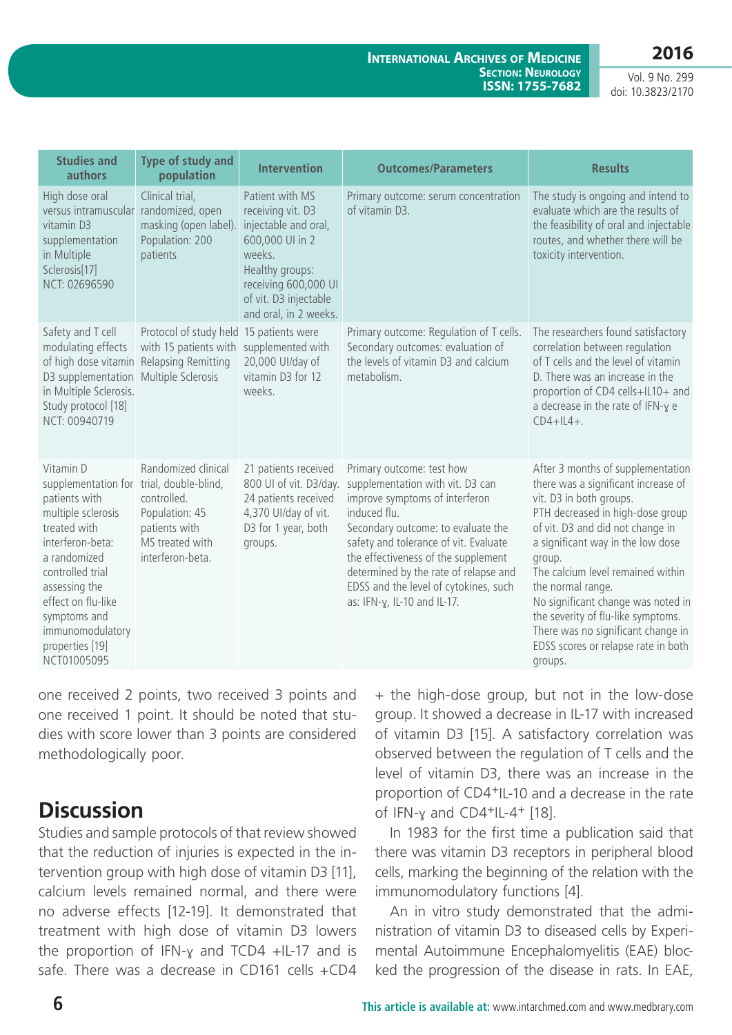| Studies and authors | Type of study and population | Intervention | Outcomes/Parameters | Results |
|---|---|---|---|---|
| High dose oral versus intramuscular vitamin D3 supplementation in Multiple Sclerosis[17] NCT: 02696590 | Clinical trial, randomized, open masking (open label). Population: 200 patients | Patient with MS receiving vit. D3 injectable and oral, 600,000 UI in 2 weeks. Healthy groups: receiving 600,000 UI of vit. D3 injectable and oral, in 2 weeks. | Primary outcome: serum concentration of vitamin D3. | The study is ongoing and intend to evaluate which are the results of the feasibility of oral and injectable routes, and whether there will be toxicity intervention. |
| Safety and T cell modulating effects of high dose vitamin D3 supplementation in Multiple Sclerosis. Study protocol [18] NCT: 00940719 | Protocol of study held with 15 patients with Relapsing Remitting Multiple Sclerosis | 15 patients were supplemented with 20,000 UI/day of vitamin D3 for 12 weeks. | Primary outcome: Regulation of T cells. Secondary outcomes: evaluation of the levels of vitamin D3 and calcium metabolism. | The researchers found satisfactory correlation between regulation of T cells and the level of vitamin D. There was an increase in the proportion of CD4 cells+IL10+ and a decrease in the rate of IFN-ɣ e CD4+IL4+. |
| Vitamin D supplementation for patients with multiple sclerosis treated with interferon-beta: a randomized controlled trial assessing the effect on flu-like symptoms and immunomodulatory properties [19] NCT01005095 | Randomized clinical trial, double-blind, controlled. Population: 45 patients with MS treated with interferon-beta. | 21 patients received 800 UI of vit. D3/day. 24 patients received 4,370 UI/day of vit. D3 for 1 year, both groups. | Primary outcome: test how supplementation with vit. D3 can improve symptoms of interferon induced flu. Secondary outcome: to evaluate the safety and tolerance of vit. Evaluate the effectiveness of the supplement determined by the rate of relapse and EDSS and the level of cytokines, such as: IFN-ɣ, IL-10 and IL-17. | After 3 months of supplementation there was a significant increase of vit. D3 in both groups. PTH decreased in high-dose group of vit. D3 and did not change in a significant way in the low dose group. The calcium level remained within the normal range. No significant change was noted in the severity of flu-like symptoms. There was no significant change in EDSS scores or relapse rate in both groups. |

one received 2 points, two received 3 points and one received 1 point. It should be noted that studies with score lower than 3 points are considered methodologically poor.

## Discussion

Studies and sample protocols of that review showed that the reduction of injuries is expected in the intervention group with high dose of vitamin D3 [11], calcium levels remained normal, and there were no adverse effects [12-19]. It demonstrated that treatment with high dose of vitamin D3 lowers the proportion of IFN-ɣ and TCD4 +IL-17 and is safe. There was a decrease in CD161 cells +CD4 + the high-dose group, but not in the low-dose group. It showed a decrease in IL-17 with increased of vitamin D3 [15]. A satisfactory correlation was observed between the regulation of T cells and the level of vitamin D3, there was an increase in the proportion of CD4+IL-10 and a decrease in the rate of IFN-ɣ and CD4+IL-4+ [18].

In 1983 for the first time a publication said that there was vitamin D3 receptors in peripheral blood cells, marking the beginning of the relation with the immunomodulatory functions [4].

An in vitro study demonstrated that the administration of vitamin D3 to diseased cells by Experimental Autoimmune Encephalomyelitis (EAE) blocked the progression of the disease in rats. In EAE,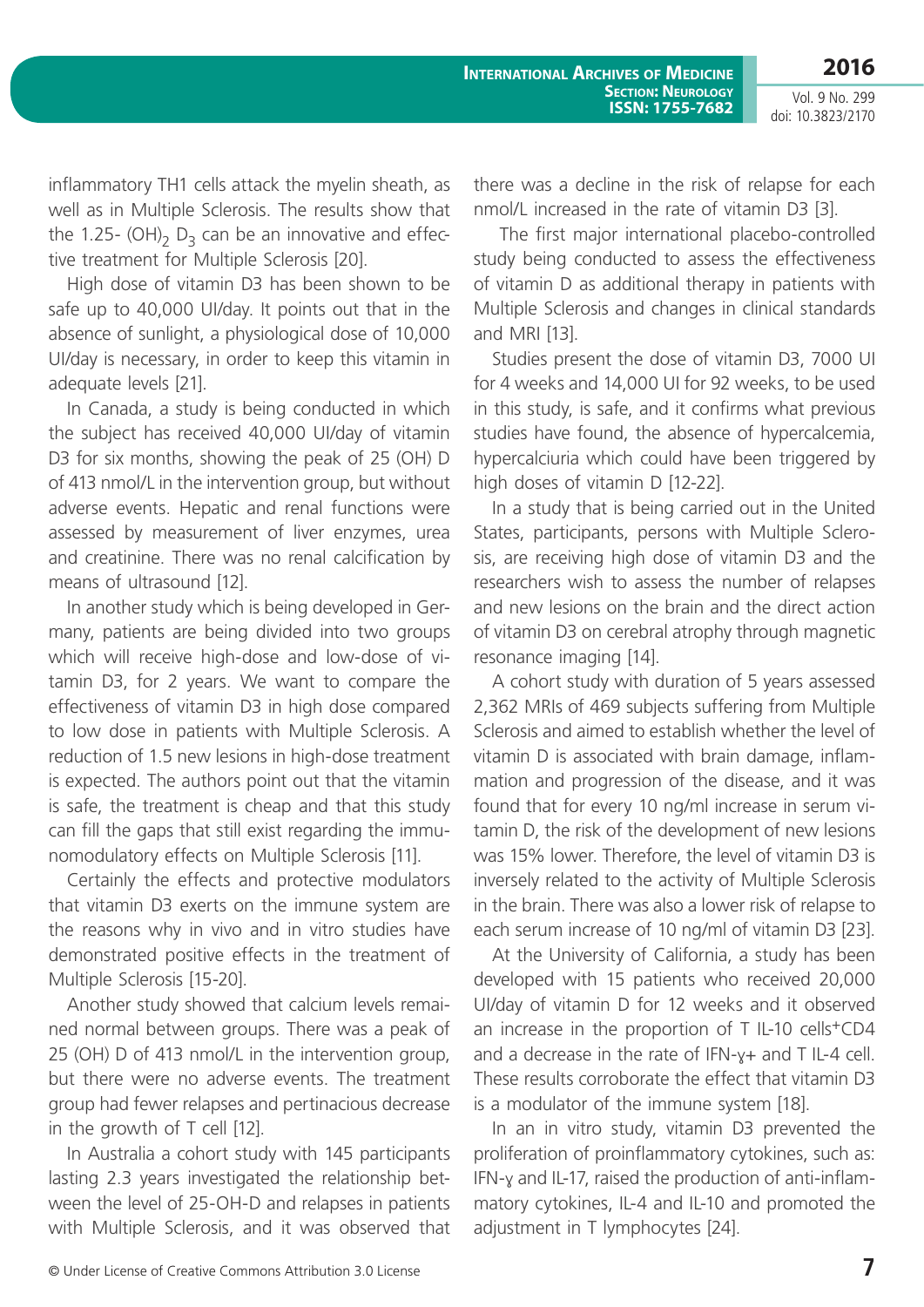inflammatory TH1 cells attack the myelin sheath, as well as in Multiple Sclerosis. The results show that the 1.25- $(OH)_2$ $D_3$ can be an innovative and effective treatment for Multiple Sclerosis [20].

High dose of vitamin D3 has been shown to be safe up to 40,000 UI/day. It points out that in the absence of sunlight, a physiological dose of 10,000 UI/day is necessary, in order to keep this vitamin in adequate levels [21].

In Canada, a study is being conducted in which the subject has received 40,000 UI/day of vitamin D3 for six months, showing the peak of 25 (OH) D of 413 nmol/L in the intervention group, but without adverse events. Hepatic and renal functions were assessed by measurement of liver enzymes, urea and creatinine. There was no renal calcification by means of ultrasound [12].

In another study which is being developed in Germany, patients are being divided into two groups which will receive high-dose and low-dose of vitamin D3, for 2 years. We want to compare the effectiveness of vitamin D3 in high dose compared to low dose in patients with Multiple Sclerosis. A reduction of 1.5 new lesions in high-dose treatment is expected. The authors point out that the vitamin is safe, the treatment is cheap and that this study can fill the gaps that still exist regarding the immunomodulatory effects on Multiple Sclerosis [11].

Certainly the effects and protective modulators that vitamin D3 exerts on the immune system are the reasons why in vivo and in vitro studies have demonstrated positive effects in the treatment of Multiple Sclerosis [15-20].

Another study showed that calcium levels remained normal between groups. There was a peak of 25 (OH) D of 413 nmol/L in the intervention group, but there were no adverse events. The treatment group had fewer relapses and pertinacious decrease in the growth of T cell [12].

In Australia a cohort study with 145 participants lasting 2.3 years investigated the relationship between the level of 25-OH-D and relapses in patients with Multiple Sclerosis, and it was observed that there was a decline in the risk of relapse for each nmol/L increased in the rate of vitamin D3 [3].

The first major international placebo-controlled study being conducted to assess the effectiveness of vitamin D as additional therapy in patients with Multiple Sclerosis and changes in clinical standards and MRI [13].

Studies present the dose of vitamin D3, 7000 UI for 4 weeks and 14,000 UI for 92 weeks, to be used in this study, is safe, and it confirms what previous studies have found, the absence of hypercalcemia, hypercalciuria which could have been triggered by high doses of vitamin D [12-22].

In a study that is being carried out in the United States, participants, persons with Multiple Sclerosis, are receiving high dose of vitamin D3 and the researchers wish to assess the number of relapses and new lesions on the brain and the direct action of vitamin D3 on cerebral atrophy through magnetic resonance imaging [14].

A cohort study with duration of 5 years assessed 2,362 MRIs of 469 subjects suffering from Multiple Sclerosis and aimed to establish whether the level of vitamin D is associated with brain damage, inflammation and progression of the disease, and it was found that for every 10 ng/ml increase in serum vitamin D, the risk of the development of new lesions was 15% lower. Therefore, the level of vitamin D3 is inversely related to the activity of Multiple Sclerosis in the brain. There was also a lower risk of relapse to each serum increase of 10 ng/ml of vitamin D3 [23].

At the University of California, a study has been developed with 15 patients who received 20,000 UI/day of vitamin D for 12 weeks and it observed an increase in the proportion of T IL-10 cells$^{+}$CD4 and a decrease in the rate of IFN-ɣ+ and T IL-4 cell. These results corroborate the effect that vitamin D3 is a modulator of the immune system [18].

In an in vitro study, vitamin D3 prevented the proliferation of proinflammatory cytokines, such as: IFN-ɣ and IL-17, raised the production of anti-inflammatory cytokines, IL-4 and IL-10 and promoted the adjustment in T lymphocytes [24].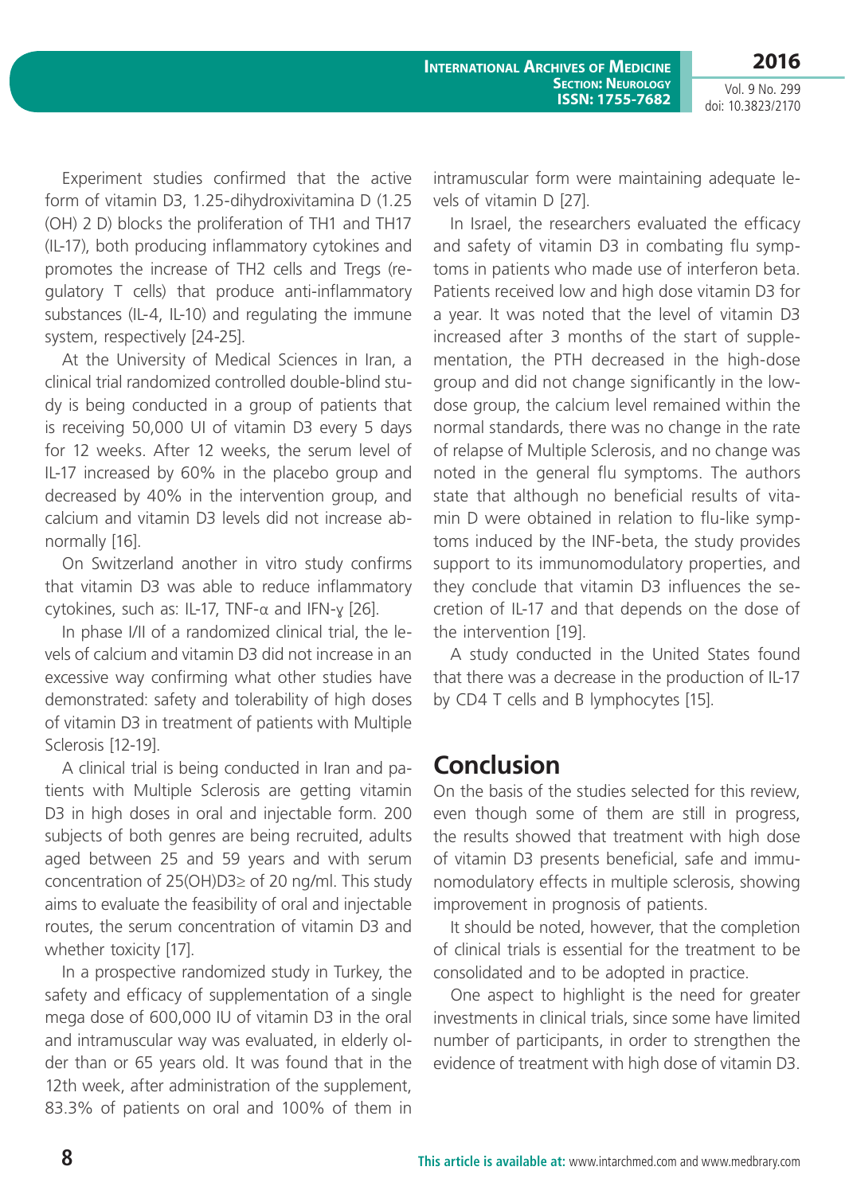Experiment studies confirmed that the active form of vitamin D3, 1.25-dihydroxivitamina D (1.25 (OH) 2 D) blocks the proliferation of TH1 and TH17 (IL-17), both producing inflammatory cytokines and promotes the increase of TH2 cells and Tregs (regulatory T cells) that produce anti-inflammatory substances (IL-4, IL-10) and regulating the immune system, respectively [24-25].

At the University of Medical Sciences in Iran, a clinical trial randomized controlled double-blind study is being conducted in a group of patients that is receiving 50,000 UI of vitamin D3 every 5 days for 12 weeks. After 12 weeks, the serum level of IL-17 increased by 60% in the placebo group and decreased by 40% in the intervention group, and calcium and vitamin D3 levels did not increase abnormally [16].

On Switzerland another in vitro study confirms that vitamin D3 was able to reduce inflammatory cytokines, such as: IL-17, TNF-α and IFN-ɣ [26].

In phase I/II of a randomized clinical trial, the levels of calcium and vitamin D3 did not increase in an excessive way confirming what other studies have demonstrated: safety and tolerability of high doses of vitamin D3 in treatment of patients with Multiple Sclerosis [12-19].

A clinical trial is being conducted in Iran and patients with Multiple Sclerosis are getting vitamin D3 in high doses in oral and injectable form. 200 subjects of both genres are being recruited, adults aged between 25 and 59 years and with serum concentration of 25(OH)D3≥ of 20 ng/ml. This study aims to evaluate the feasibility of oral and injectable routes, the serum concentration of vitamin D3 and whether toxicity [17].

In a prospective randomized study in Turkey, the safety and efficacy of supplementation of a single mega dose of 600,000 IU of vitamin D3 in the oral and intramuscular way was evaluated, in elderly older than or 65 years old. It was found that in the 12th week, after administration of the supplement, 83.3% of patients on oral and 100% of them in intramuscular form were maintaining adequate levels of vitamin D [27].

In Israel, the researchers evaluated the efficacy and safety of vitamin D3 in combating flu symptoms in patients who made use of interferon beta. Patients received low and high dose vitamin D3 for a year. It was noted that the level of vitamin D3 increased after 3 months of the start of supplementation, the PTH decreased in the high-dose group and did not change significantly in the low-dose group, the calcium level remained within the normal standards, there was no change in the rate of relapse of Multiple Sclerosis, and no change was noted in the general flu symptoms. The authors state that although no beneficial results of vitamin D were obtained in relation to flu-like symptoms induced by the INF-beta, the study provides support to its immunomodulatory properties, and they conclude that vitamin D3 influences the secretion of IL-17 and that depends on the dose of the intervention [19].

A study conducted in the United States found that there was a decrease in the production of IL-17 by CD4 T cells and B lymphocytes [15].

## Conclusion

On the basis of the studies selected for this review, even though some of them are still in progress, the results showed that treatment with high dose of vitamin D3 presents beneficial, safe and immunomodulatory effects in multiple sclerosis, showing improvement in prognosis of patients.

It should be noted, however, that the completion of clinical trials is essential for the treatment to be consolidated and to be adopted in practice.

One aspect to highlight is the need for greater investments in clinical trials, since some have limited number of participants, in order to strengthen the evidence of treatment with high dose of vitamin D3.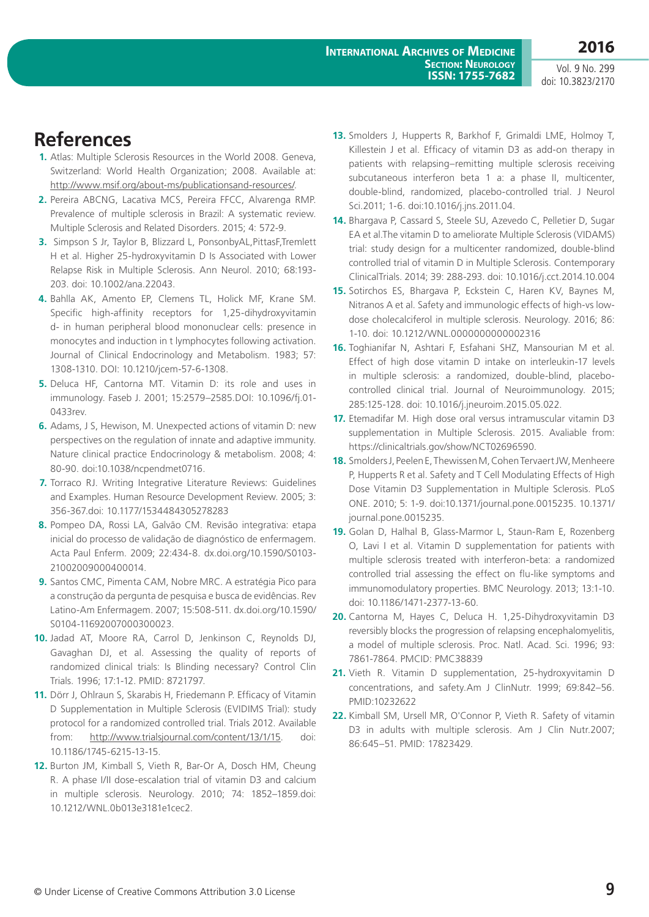# References

1. Atlas: Multiple Sclerosis Resources in the World 2008. Geneva, Switzerland: World Health Organization; 2008. Available at: http://www.msif.org/about-ms/publicationsand-resources/.
2. Pereira ABCNG, Lacativa MCS, Pereira FFCC, Alvarenga RMP. Prevalence of multiple sclerosis in Brazil: A systematic review. Multiple Sclerosis and Related Disorders. 2015; 4: 572-9.
3. Simpson S Jr, Taylor B, Blizzard L, PonsonbyAL,PittasF,Tremlett H et al. Higher 25-hydroxyvitamin D Is Associated with Lower Relapse Risk in Multiple Sclerosis. Ann Neurol. 2010; 68:193-203. doi: 10.1002/ana.22043.
4. Bahlla AK, Amento EP, Clemens TL, Holick MF, Krane SM. Specific high-affinity receptors for 1,25-dihydroxyvitamin d- in human peripheral blood mononuclear cells: presence in monocytes and induction in t lymphocytes following activation. Journal of Clinical Endocrinology and Metabolism. 1983; 57: 1308-1310. DOI: 10.1210/jcem-57-6-1308.
5. Deluca HF, Cantorna MT. Vitamin D: its role and uses in immunology. Faseb J. 2001; 15:2579–2585.DOI: 10.1096/fj.01-0433rev.
6. Adams, J S, Hewison, M. Unexpected actions of vitamin D: new perspectives on the regulation of innate and adaptive immunity. Nature clinical practice Endocrinology & metabolism. 2008; 4: 80-90. doi:10.1038/ncpendmet0716.
7. Torraco RJ. Writing Integrative Literature Reviews: Guidelines and Examples. Human Resource Development Review. 2005; 3: 356-367.doi: 10.1177/1534484305278283
8. Pompeo DA, Rossi LA, Galvão CM. Revisão integrativa: etapa inicial do processo de validação de diagnóstico de enfermagem. Acta Paul Enferm. 2009; 22:434-8. dx.doi.org/10.1590/S0103-21002009000400014.
9. Santos CMC, Pimenta CAM, Nobre MRC. A estratégia Pico para a construção da pergunta de pesquisa e busca de evidências. Rev Latino-Am Enfermagem. 2007; 15:508-511. dx.doi.org/10.1590/S0104-11692007000300023.
10. Jadad AT, Moore RA, Carrol D, Jenkinson C, Reynolds DJ, Gavaghan DJ, et al. Assessing the quality of reports of randomized clinical trials: Is Blinding necessary? Control Clin Trials. 1996; 17:1-12. PMID: 8721797.
11. Dörr J, Ohlraun S, Skarabis H, Friedemann P. Efficacy of Vitamin D Supplementation in Multiple Sclerosis (EVIDIMS Trial): study protocol for a randomized controlled trial. Trials 2012. Available from: http://www.trialsjournal.com/content/13/1/15. doi: 10.1186/1745-6215-13-15.
12. Burton JM, Kimball S, Vieth R, Bar-Or A, Dosch HM, Cheung R. A phase I/II dose-escalation trial of vitamin D3 and calcium in multiple sclerosis. Neurology. 2010; 74: 1852–1859.doi: 10.1212/WNL.0b013e3181e1cec2.
13. Smolders J, Hupperts R, Barkhof F, Grimaldi LME, Holmoy T, Killestein J et al. Efficacy of vitamin D3 as add-on therapy in patients with relapsing–remitting multiple sclerosis receiving subcutaneous interferon beta 1 a: a phase II, multicenter, double-blind, randomized, placebo-controlled trial. J Neurol Sci.2011; 1-6. doi:10.1016/j.jns.2011.04.
14. Bhargava P, Cassard S, Steele SU, Azevedo C, Pelletier D, Sugar EA et al.The vitamin D to ameliorate Multiple Sclerosis (VIDAMS) trial: study design for a multicenter randomized, double-blind controlled trial of vitamin D in Multiple Sclerosis. Contemporary ClinicalTrials. 2014; 39: 288-293. doi: 10.1016/j.cct.2014.10.004
15. Sotirchos ES, Bhargava P, Eckstein C, Haren KV, Baynes M, Nitranos A et al. Safety and immunologic effects of high-vs low-dose cholecalciferol in multiple sclerosis. Neurology. 2016; 86: 1-10. doi: 10.1212/WNL.0000000000002316
16. Toghianifar N, Ashtari F, Esfahani SHZ, Mansourian M et al. Effect of high dose vitamin D intake on interleukin-17 levels in multiple sclerosis: a randomized, double-blind, placebo-controlled clinical trial. Journal of Neuroimmunology. 2015; 285:125-128. doi: 10.1016/j.jneuroim.2015.05.022.
17. Etemadifar M. High dose oral versus intramuscular vitamin D3 supplementation in Multiple Sclerosis. 2015. Avaliable from: https://clinicaltrials.gov/show/NCT02696590.
18. Smolders J, Peelen E, Thewissen M, Cohen Tervaert JW, Menheere P, Hupperts R et al. Safety and T Cell Modulating Effects of High Dose Vitamin D3 Supplementation in Multiple Sclerosis. PLoS ONE. 2010; 5: 1-9. doi:10.1371/journal.pone.0015235. 10.1371/journal.pone.0015235.
19. Golan D, Halhal B, Glass-Marmor L, Staun-Ram E, Rozenberg O, Lavi I et al. Vitamin D supplementation for patients with multiple sclerosis treated with interferon-beta: a randomized controlled trial assessing the effect on flu-like symptoms and immunomodulatory properties. BMC Neurology. 2013; 13:1-10. doi: 10.1186/1471-2377-13-60.
20. Cantorna M, Hayes C, Deluca H. 1,25-Dihydroxyvitamin D3 reversibly blocks the progression of relapsing encephalomyelitis, a model of multiple sclerosis. Proc. Natl. Acad. Sci. 1996; 93: 7861-7864. PMCID: PMC38839
21. Vieth R. Vitamin D supplementation, 25-hydroxyvitamin D concentrations, and safety.Am J ClinNutr. 1999; 69:842–56. PMID:10232622
22. Kimball SM, Ursell MR, O'Connor P, Vieth R. Safety of vitamin D3 in adults with multiple sclerosis. Am J Clin Nutr.2007; 86:645–51. PMID: 17823429.

© Under License of Creative Commons Attribution 3.0 License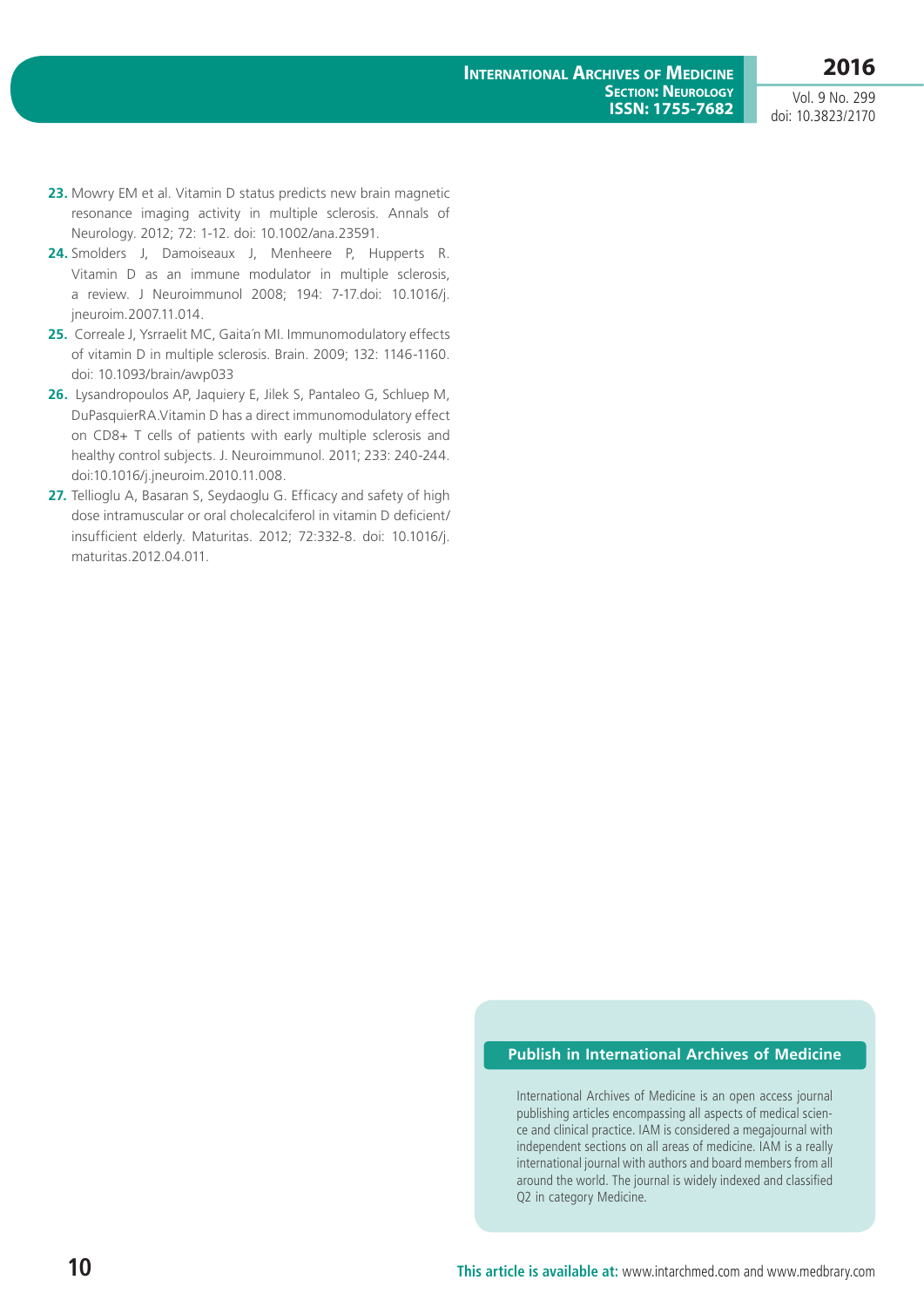23. Mowry EM et al. Vitamin D status predicts new brain magnetic resonance imaging activity in multiple sclerosis. Annals of Neurology. 2012; 72: 1-12. doi: 10.1002/ana.23591.
24. Smolders J, Damoiseaux J, Menheere P, Hupperts R. Vitamin D as an immune modulator in multiple sclerosis, a review. J Neuroimmunol 2008; 194: 7-17.doi: 10.1016/j.jneuroim.2007.11.014.
25. Correale J, Ysrraelit MC, Gaita´n MI. Immunomodulatory effects of vitamin D in multiple sclerosis. Brain. 2009; 132: 1146-1160. doi: 10.1093/brain/awp033
26. Lysandropoulos AP, Jaquiery E, Jilek S, Pantaleo G, Schluep M, DuPasquierRA.Vitamin D has a direct immunomodulatory effect on CD8+ T cells of patients with early multiple sclerosis and healthy control subjects. J. Neuroimmunol. 2011; 233: 240-244. doi:10.1016/j.jneuroim.2010.11.008.
27. Tellioglu A, Basaran S, Seydaoglu G. Efficacy and safety of high dose intramuscular or oral cholecalciferol in vitamin D deficient/insufficient elderly. Maturitas. 2012; 72:332-8. doi: 10.1016/j.maturitas.2012.04.011.

**Publish in International Archives of Medicine**

International Archives of Medicine is an open access journal publishing articles encompassing all aspects of medical science and clinical practice. IAM is considered a megajournal with independent sections on all areas of medicine. IAM is a really international journal with authors and board members from all around the world. The journal is widely indexed and classified Q2 in category Medicine.